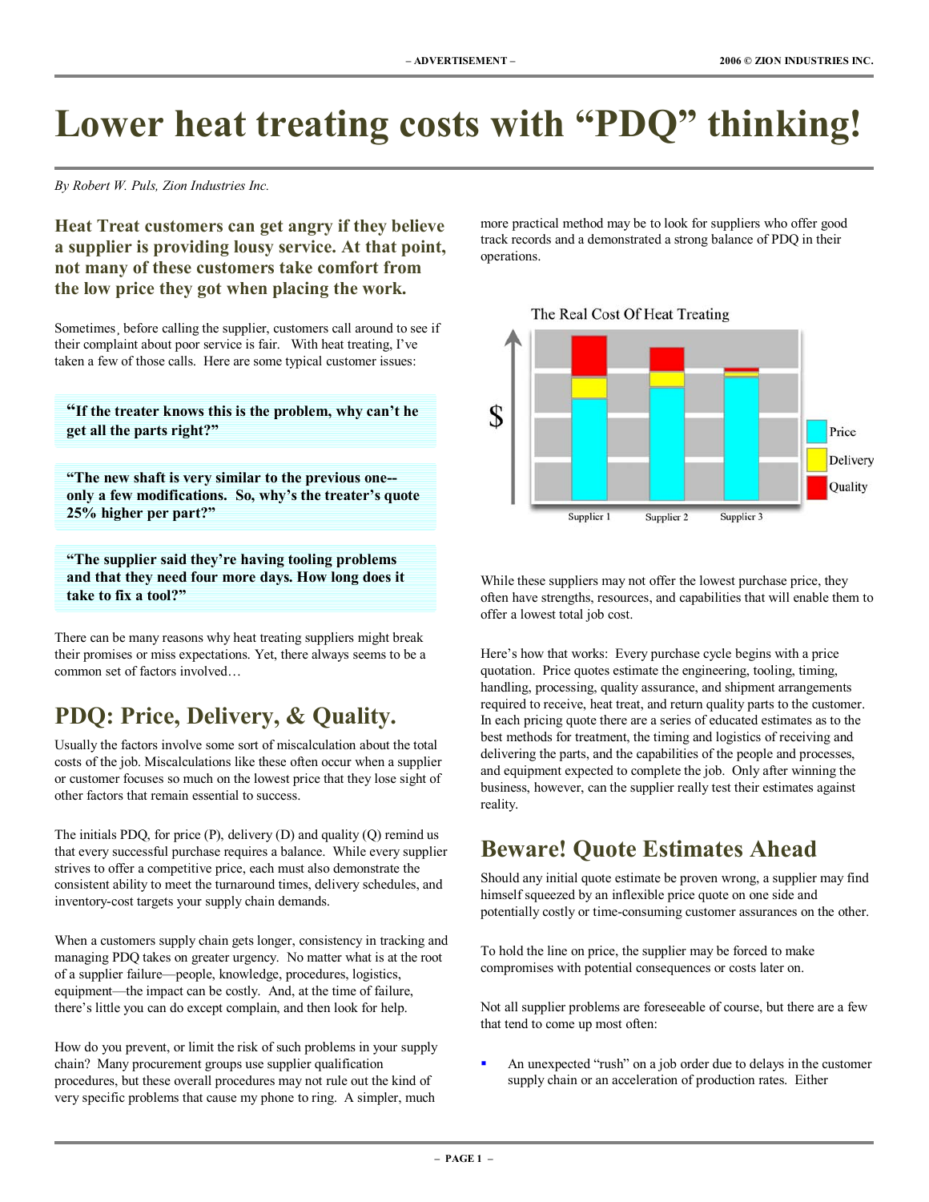# Lower heat treating costs with "PDQ" thinking!

*By Robert W. Puls, Zion Industries Inc.*

**Heat Treat customers can get angry if they believe a supplier is providing lousy service. At that point, not many of these customers take comfort from the low price they got when placing the work.**

Sometimes¸ before calling the supplier, customers call around to see if their complaint about poor service is fair. With heat treating, I've taken a few of those calls. Here are some typical customer issues:

> **"If the treater knows this is the problem, why can't he get all the parts right?"**

> **"The new shaft is very similar to the previous one--only a few modifications. So, why's the treater's quote 25% higher per part?"**

> **"The supplier said they're having tooling problems and that they need four more days. How long does it take to fix a tool?"**

There can be many reasons why heat treating suppliers might break their promises or miss expectations. Yet, there always seems to be a common set of factors involved…

## PDQ: Price, Delivery, & Quality.

Usually the factors involve some sort of miscalculation about the total costs of the job. Miscalculations like these often occur when a supplier or customer focuses so much on the lowest price that they lose sight of other factors that remain essential to success.

The initials PDQ, for price (P), delivery (D) and quality (Q) remind us that every successful purchase requires a balance. While every supplier strives to offer a competitive price, each must also demonstrate the consistent ability to meet the turnaround times, delivery schedules, and inventory-cost targets your supply chain demands.

When a customers supply chain gets longer, consistency in tracking and managing PDQ takes on greater urgency. No matter what is at the root of a supplier failure—people, knowledge, procedures, logistics, equipment—the impact can be costly. And, at the time of failure, there's little you can do except complain, and then look for help.

How do you prevent, or limit the risk of such problems in your supply chain? Many procurement groups use supplier qualification procedures, but these overall procedures may not rule out the kind of very specific problems that cause my phone to ring. A simpler, much more practical method may be to look for suppliers who offer good track records and a demonstrated a strong balance of PDQ in their operations.

The Real Cost Of Heat Treating

While these suppliers may not offer the lowest purchase price, they often have strengths, resources, and capabilities that will enable them to offer a lowest total job cost.

Here's how that works: Every purchase cycle begins with a price quotation. Price quotes estimate the engineering, tooling, timing, handling, processing, quality assurance, and shipment arrangements required to receive, heat treat, and return quality parts to the customer. In each pricing quote there are a series of educated estimates as to the best methods for treatment, the timing and logistics of receiving and delivering the parts, and the capabilities of the people and processes, and equipment expected to complete the job. Only after winning the business, however, can the supplier really test their estimates against reality.

## Beware! Quote Estimates Ahead

Should any initial quote estimate be proven wrong, a supplier may find himself squeezed by an inflexible price quote on one side and potentially costly or time-consuming customer assurances on the other.

To hold the line on price, the supplier may be forced to make compromises with potential consequences or costs later on.

Not all supplier problems are foreseeable of course, but there are a few that tend to come up most often:

- An unexpected "rush" on a job order due to delays in the customer supply chain or an acceleration of production rates. Either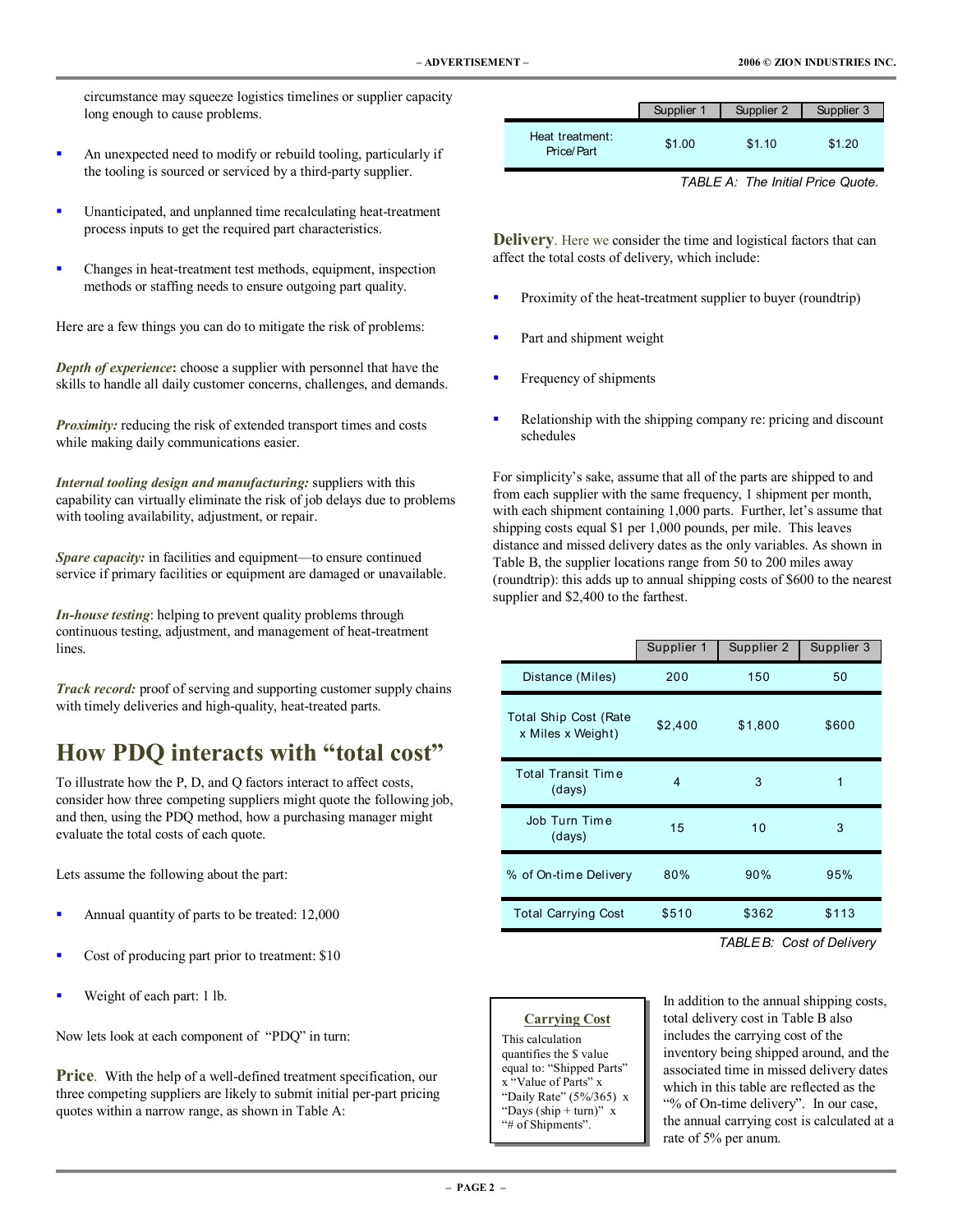circumstance may squeeze logistics timelines or supplier capacity long enough to cause problems.

- An unexpected need to modify or rebuild tooling, particularly if the tooling is sourced or serviced by a third-party supplier.
- Unanticipated, and unplanned time recalculating heat-treatment process inputs to get the required part characteristics.
- Changes in heat-treatment test methods, equipment, inspection methods or staffing needs to ensure outgoing part quality.

Here are a few things you can do to mitigate the risk of problems:

***Depth of experience*:** choose a supplier with personnel that have the skills to handle all daily customer concerns, challenges, and demands.

***Proximity:*** reducing the risk of extended transport times and costs while making daily communications easier.

***Internal tooling design and manufacturing:*** suppliers with this capability can virtually eliminate the risk of job delays due to problems with tooling availability, adjustment, or repair.

***Spare capacity:*** in facilities and equipment—to ensure continued service if primary facilities or equipment are damaged or unavailable.

***In-house testing***: helping to prevent quality problems through continuous testing, adjustment, and management of heat-treatment lines.

***Track record:*** proof of serving and supporting customer supply chains with timely deliveries and high-quality, heat-treated parts.

## How PDQ interacts with "total cost"

To illustrate how the P, D, and Q factors interact to affect costs, consider how three competing suppliers might quote the following job, and then, using the PDQ method, how a purchasing manager might evaluate the total costs of each quote.

Lets assume the following about the part:

- Annual quantity of parts to be treated: 12,000
- Cost of producing part prior to treatment: $10
- Weight of each part: 1 lb.

Now lets look at each component of "PDQ" in turn:

**Price**. With the help of a well-defined treatment specification, our three competing suppliers are likely to submit initial per-part pricing quotes within a narrow range, as shown in Table A:

| | Supplier 1 | Supplier 2 | Supplier 3 |
|---|---|---|---|
| Heat treatment: Price/Part | $1.00 | $1.10 | $1.20 |

*TABLE A: The Initial Price Quote.*

**Delivery**. Here we consider the time and logistical factors that can affect the total costs of delivery, which include:

- Proximity of the heat-treatment supplier to buyer (roundtrip)
- Part and shipment weight
- Frequency of shipments
- Relationship with the shipping company re: pricing and discount schedules

For simplicity's sake, assume that all of the parts are shipped to and from each supplier with the same frequency, 1 shipment per month, with each shipment containing 1,000 parts. Further, let's assume that shipping costs equal $1 per 1,000 pounds, per mile. This leaves distance and missed delivery dates as the only variables. As shown in Table B, the supplier locations range from 50 to 200 miles away (roundtrip): this adds up to annual shipping costs of $600 to the nearest supplier and $2,400 to the farthest.

| | Supplier 1 | Supplier 2 | Supplier 3 |
|---|---|---|---|
| Distance (Miles) | 200 | 150 | 50 |
| Total Ship Cost (Rate x Miles x Weight) | $2,400 | $1,800 | $600 |
| Total Transit Time (days) | 4 | 3 | 1 |
| Job Turn Time (days) | 15 | 10 | 3 |
| % of On-time Delivery | 80% | 90% | 95% |
| Total Carrying Cost | $510 | $362 | $113 |

*TABLE B: Cost of Delivery*

**Carrying Cost**

This calculation quantifies the $ value equal to: "Shipped Parts" x "Value of Parts" x "Daily Rate" (5%/365) x "Days (ship + turn)" x "# of Shipments".

In addition to the annual shipping costs, total delivery cost in Table B also includes the carrying cost of the inventory being shipped around, and the associated time in missed delivery dates which in this table are reflected as the "% of On-time delivery". In our case, the annual carrying cost is calculated at a rate of 5% per anum.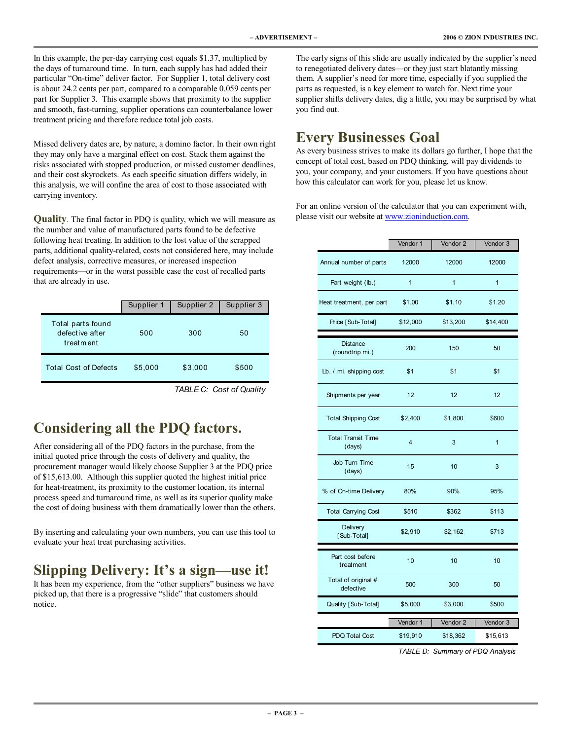In this example, the per-day carrying cost equals $1.37, multiplied by the days of turnaround time. In turn, each supply has had added their particular "On-time" deliver factor. For Supplier 1, total delivery cost is about 24.2 cents per part, compared to a comparable 0.059 cents per part for Supplier 3. This example shows that proximity to the supplier and smooth, fast-turning, supplier operations can counterbalance lower treatment pricing and therefore reduce total job costs.

Missed delivery dates are, by nature, a domino factor. In their own right they may only have a marginal effect on cost. Stack them against the risks associated with stopped production, or missed customer deadlines, and their cost skyrockets. As each specific situation differs widely, in this analysis, we will confine the area of cost to those associated with carrying inventory.

**Quality**. The final factor in PDQ is quality, which we will measure as the number and value of manufactured parts found to be defective following heat treating. In addition to the lost value of the scrapped parts, additional quality-related, costs not considered here, may include defect analysis, corrective measures, or increased inspection requirements—or in the worst possible case the cost of recalled parts that are already in use.

| | Supplier 1 | Supplier 2 | Supplier 3 |
|---|---|---|---|
| Total parts found defective after treatment | 500 | 300 | 50 |
| Total Cost of Defects | $5,000 | $3,000 | $500 |

*TABLE C: Cost of Quality*

## Considering all the PDQ factors.

After considering all of the PDQ factors in the purchase, from the initial quoted price through the costs of delivery and quality, the procurement manager would likely choose Supplier 3 at the PDQ price of $15,613.00. Although this supplier quoted the highest initial price for heat-treatment, its proximity to the customer location, its internal process speed and turnaround time, as well as its superior quality make the cost of doing business with them dramatically lower than the others.

By inserting and calculating your own numbers, you can use this tool to evaluate your heat treat purchasing activities.

## Slipping Delivery: It's a sign—use it!

It has been my experience, from the "other suppliers" business we have picked up, that there is a progressive "slide" that customers should notice.

The early signs of this slide are usually indicated by the supplier's need to renegotiated delivery dates—or they just start blatantly missing them. A supplier's need for more time, especially if you supplied the parts as requested, is a key element to watch for. Next time your supplier shifts delivery dates, dig a little, you may be surprised by what you find out.

## Every Businesses Goal

As every business strives to make its dollars go further, I hope that the concept of total cost, based on PDQ thinking, will pay dividends to you, your company, and your customers. If you have questions about how this calculator can work for you, please let us know.

For an online version of the calculator that you can experiment with, please visit our website at www.zioninduction.com.

| | Vendor 1 | Vendor 2 | Vendor 3 |
|---|---|---|---|
| Annual number of parts | 12000 | 12000 | 12000 |
| Part weight (lb.) | 1 | 1 | 1 |
| Heat treatment, per part | $1.00 | $1.10 | $1.20 |
| Price [Sub-Total] | $12,000 | $13,200 | $14,400 |
| Distance (roundtrip mi.) | 200 | 150 | 50 |
| Lb. / mi. shipping cost | $1 | $1 | $1 |
| Shipments per year | 12 | 12 | 12 |
| Total Shipping Cost | $2,400 | $1,800 | $600 |
| Total Transit Time (days) | 4 | 3 | 1 |
| Job Turn Time (days) | 15 | 10 | 3 |
| % of On-time Delivery | 80% | 90% | 95% |
| Total Carrying Cost | $510 | $362 | $113 |
| Delivery [Sub-Total] | $2,910 | $2,162 | $713 |
| Part cost before treatment | 10 | 10 | 10 |
| Total of original # defective | 500 | 300 | 50 |
| Quality [Sub-Total] | $5,000 | $3,000 | $500 |
| | Vendor 1 | Vendor 2 | Vendor 3 |
| PDQ Total Cost | $19,910 | $18,362 | $15,613 |

*TABLE D: Summary of PDQ Analysis*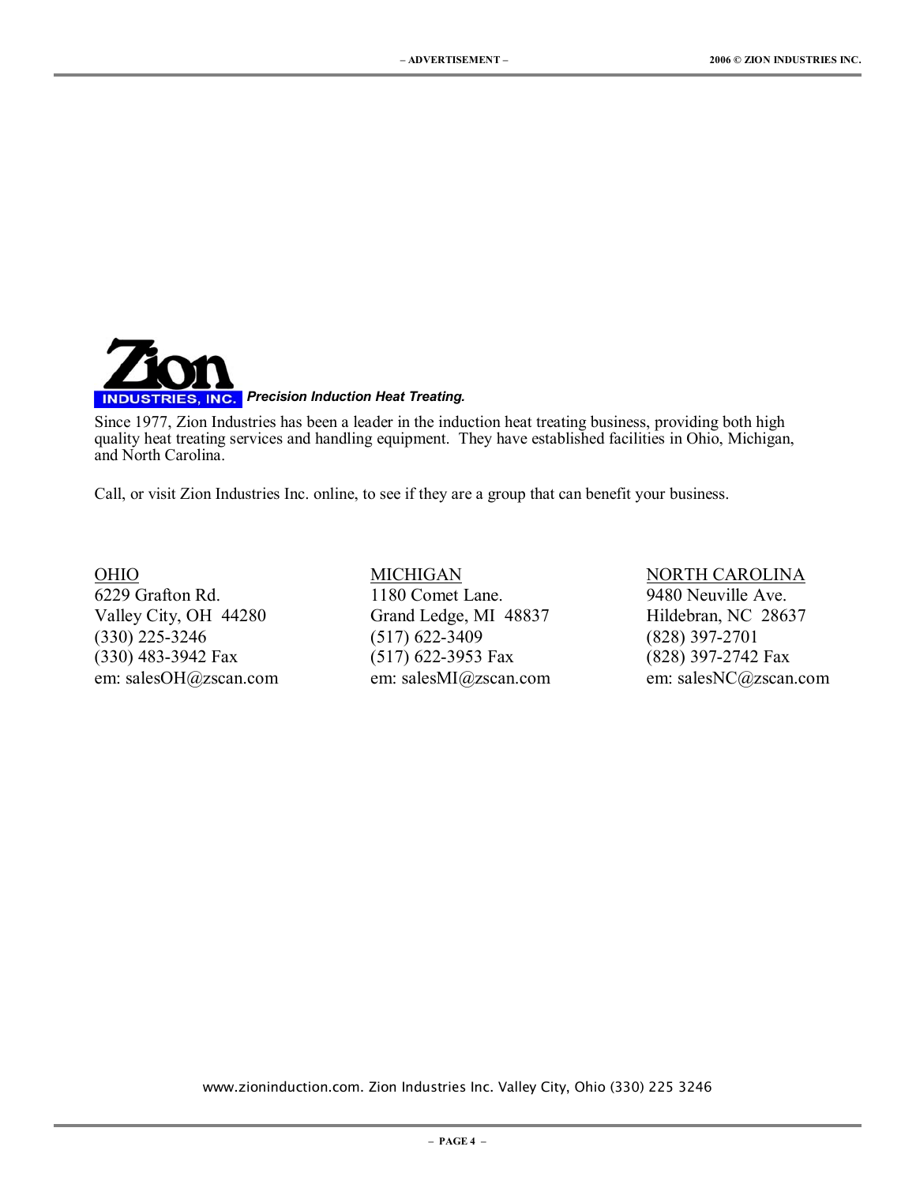**Zion**
**INDUSTRIES, INC.** ***Precision Induction Heat Treating.***

Since 1977, Zion Industries has been a leader in the induction heat treating business, providing both high quality heat treating services and handling equipment. They have established facilities in Ohio, Michigan, and North Carolina.

Call, or visit Zion Industries Inc. online, to see if they are a group that can benefit your business.

<u>OHIO</u>
6229 Grafton Rd.
Valley City, OH 44280
(330) 225-3246
(330) 483-3942 Fax
em: salesOH@zscan.com

<u>MICHIGAN</u>
1180 Comet Lane.
Grand Ledge, MI 48837
(517) 622-3409
(517) 622-3953 Fax
em: salesMI@zscan.com

<u>NORTH CAROLINA</u>
9480 Neuville Ave.
Hildebran, NC 28637
(828) 397-2701
(828) 397-2742 Fax
em: salesNC@zscan.com

www.zioninduction.com. Zion Industries Inc. Valley City, Ohio (330) 225 3246